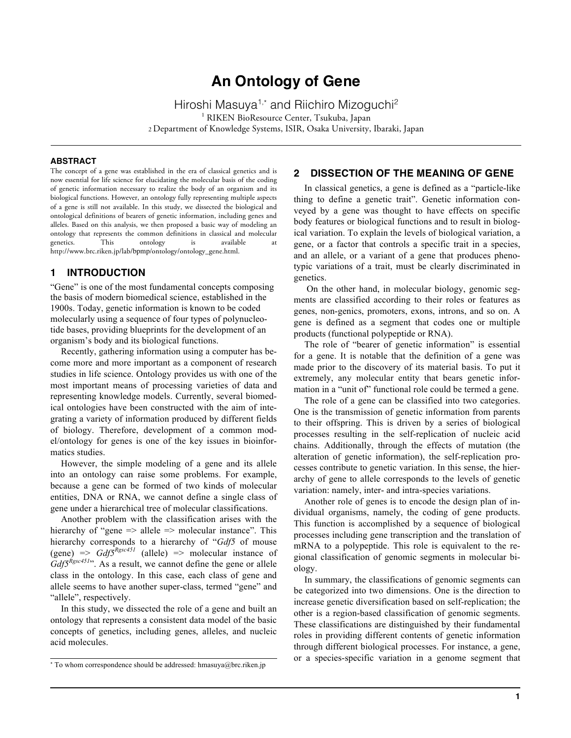# An Ontology of Gene

Hiroshi Masuya[1,*] and Riichiro Mizoguchi[2]

[1] RIKEN BioResource Center, Tsukuba, Japan

[2] Department of Knowledge Systems, ISIR, Osaka University, Ibaraki, Japan

## ABSTRACT

The concept of a gene was established in the era of classical genetics and is now essential for life science for elucidating the molecular basis of the coding of genetic information necessary to realize the body of an organism and its biological functions. However, an ontology fully representing multiple aspects of a gene is still not available. In this study, we dissected the biological and ontological definitions of bearers of genetic information, including genes and alleles. Based on this analysis, we then proposed a basic way of modeling an ontology that represents the common definitions in classical and molecular genetics. This ontology is available at http://www.brc.riken.jp/lab/bpmp/ontology/ontology_gene.html.

## 1 INTRODUCTION

"Gene" is one of the most fundamental concepts composing the basis of modern biomedical science, established in the 1900s. Today, genetic information is known to be coded molecularly using a sequence of four types of polynucleotide bases, providing blueprints for the development of an organism's body and its biological functions.

Recently, gathering information using a computer has become more and more important as a component of research studies in life science. Ontology provides us with one of the most important means of processing varieties of data and representing knowledge models. Currently, several biomedical ontologies have been constructed with the aim of integrating a variety of information produced by different fields of biology. Therefore, development of a common model/ontology for genes is one of the key issues in bioinformatics studies.

However, the simple modeling of a gene and its allele into an ontology can raise some problems. For example, because a gene can be formed of two kinds of molecular entities, DNA or RNA, we cannot define a single class of gene under a hierarchical tree of molecular classifications.

Another problem with the classification arises with the hierarchy of "gene => allele => molecular instance". This hierarchy corresponds to a hierarchy of "*Gdf5* of mouse (gene) => *Gdf5*$^{Rgsc451}$ (allele) => molecular instance of *Gdf5*$^{Rgsc451}$". As a result, we cannot define the gene or allele class in the ontology. In this case, each class of gene and allele seems to have another super-class, termed "gene" and "allele", respectively.

In this study, we dissected the role of a gene and built an ontology that represents a consistent data model of the basic concepts of genetics, including genes, alleles, and nucleic acid molecules.

## 2 DISSECTION OF THE MEANING OF GENE

In classical genetics, a gene is defined as a "particle-like thing to define a genetic trait". Genetic information conveyed by a gene was thought to have effects on specific body features or biological functions and to result in biological variation. To explain the levels of biological variation, a gene, or a factor that controls a specific trait in a species, and an allele, or a variant of a gene that produces phenotypic variations of a trait, must be clearly discriminated in genetics.

On the other hand, in molecular biology, genomic segments are classified according to their roles or features as genes, non-genics, promoters, exons, introns, and so on. A gene is defined as a segment that codes one or multiple products (functional polypeptide or RNA).

The role of "bearer of genetic information" is essential for a gene. It is notable that the definition of a gene was made prior to the discovery of its material basis. To put it extremely, any molecular entity that bears genetic information in a "unit of" functional role could be termed a gene.

The role of a gene can be classified into two categories. One is the transmission of genetic information from parents to their offspring. This is driven by a series of biological processes resulting in the self-replication of nucleic acid chains. Additionally, through the effects of mutation (the alteration of genetic information), the self-replication processes contribute to genetic variation. In this sense, the hierarchy of gene to allele corresponds to the levels of genetic variation: namely, inter- and intra-species variations.

Another role of genes is to encode the design plan of individual organisms, namely, the coding of gene products. This function is accomplished by a sequence of biological processes including gene transcription and the translation of mRNA to a polypeptide. This role is equivalent to the regional classification of genomic segments in molecular biology.

In summary, the classifications of genomic segments can be categorized into two dimensions. One is the direction to increase genetic diversification based on self-replication; the other is a region-based classification of genomic segments. These classifications are distinguished by their fundamental roles in providing different contents of genetic information through different biological processes. For instance, a gene, or a species-specific variation in a genome segment that

---

* To whom correspondence should be addressed: hmasuya@brc.riken.jp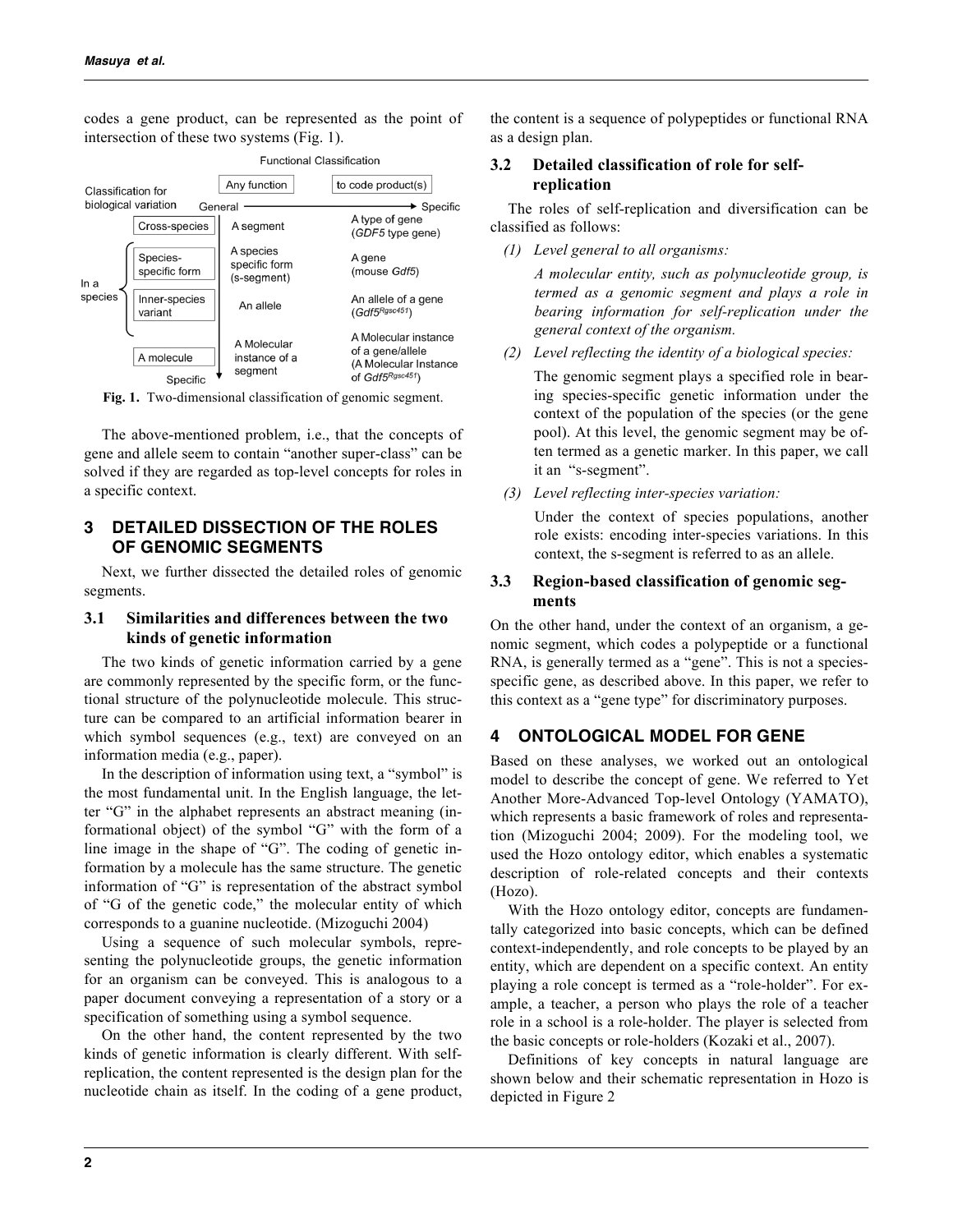codes a gene product, can be represented as the point of intersection of these two systems (Fig. 1).

| Classification for biological variation | | Functional Classification: Any function (General) | to code product(s) (Specific) |
|---|---|---|---|
| General | Cross-species | A segment | A type of gene (*GDF5* type gene) |
| In a species | Species-specific form | A species specific form (s-segment) | A gene (mouse *Gdf5*) |
| In a species | Inner-species variant | An allele | An allele of a gene ($Gdf5^{Rgsc451}$) |
| Specific | A molecule | A Molecular instance of a segment | A Molecular instance of a gene/allele (A Molecular Instance of $Gdf5^{Rgsc451}$) |

**Fig. 1.** Two-dimensional classification of genomic segment.

The above-mentioned problem, i.e., that the concepts of gene and allele seem to contain "another super-class" can be solved if they are regarded as top-level concepts for roles in a specific context.

## 3 DETAILED DISSECTION OF THE ROLES OF GENOMIC SEGMENTS

Next, we further dissected the detailed roles of genomic segments.

### 3.1 Similarities and differences between the two kinds of genetic information

The two kinds of genetic information carried by a gene are commonly represented by the specific form, or the functional structure of the polynucleotide molecule. This structure can be compared to an artificial information bearer in which symbol sequences (e.g., text) are conveyed on an information media (e.g., paper).

In the description of information using text, a "symbol" is the most fundamental unit. In the English language, the letter "G" in the alphabet represents an abstract meaning (informational object) of the symbol "G" with the form of a line image in the shape of "G". The coding of genetic information by a molecule has the same structure. The genetic information of "G" is representation of the abstract symbol of "G of the genetic code," the molecular entity of which corresponds to a guanine nucleotide. (Mizoguchi 2004)

Using a sequence of such molecular symbols, representing the polynucleotide groups, the genetic information for an organism can be conveyed. This is analogous to a paper document conveying a representation of a story or a specification of something using a symbol sequence.

On the other hand, the content represented by the two kinds of genetic information is clearly different. With self-replication, the content represented is the design plan for the nucleotide chain as itself. In the coding of a gene product, the content is a sequence of polypeptides or functional RNA as a design plan.

### 3.2 Detailed classification of role for self-replication

The roles of self-replication and diversification can be classified as follows:

*(1) Level general to all organisms:*

*A molecular entity, such as polynucleotide group, is termed as a genomic segment and plays a role in bearing information for self-replication under the general context of the organism.*

*(2) Level reflecting the identity of a biological species:*

The genomic segment plays a specified role in bearing species-specific genetic information under the context of the population of the species (or the gene pool). At this level, the genomic segment may be often termed as a genetic marker. In this paper, we call it an "s-segment".

*(3) Level reflecting inter-species variation:*

Under the context of species populations, another role exists: encoding inter-species variations. In this context, the s-segment is referred to as an allele.

### 3.3 Region-based classification of genomic segments

On the other hand, under the context of an organism, a genomic segment, which codes a polypeptide or a functional RNA, is generally termed as a "gene". This is not a species-specific gene, as described above. In this paper, we refer to this context as a "gene type" for discriminatory purposes.

## 4 ONTOLOGICAL MODEL FOR GENE

Based on these analyses, we worked out an ontological model to describe the concept of gene. We referred to Yet Another More-Advanced Top-level Ontology (YAMATO), which represents a basic framework of roles and representation (Mizoguchi 2004; 2009). For the modeling tool, we used the Hozo ontology editor, which enables a systematic description of role-related concepts and their contexts (Hozo).

With the Hozo ontology editor, concepts are fundamentally categorized into basic concepts, which can be defined context-independently, and role concepts to be played by an entity, which are dependent on a specific context. An entity playing a role concept is termed as a "role-holder". For example, a teacher, a person who plays the role of a teacher role in a school is a role-holder. The player is selected from the basic concepts or role-holders (Kozaki et al., 2007).

Definitions of key concepts in natural language are shown below and their schematic representation in Hozo is depicted in Figure 2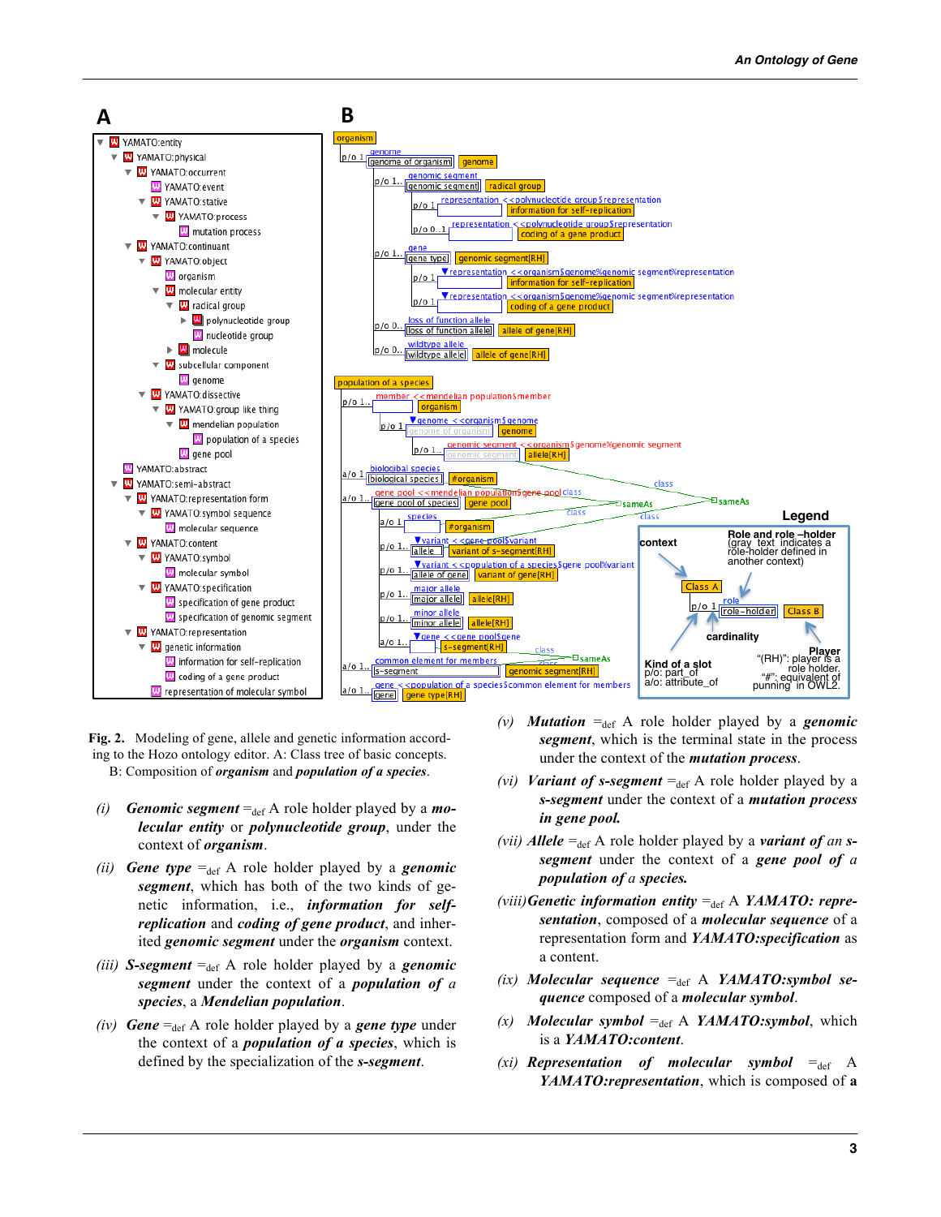**Fig. 2.** Modeling of gene, allele and genetic information according to the Hozo ontology editor. A: Class tree of basic concepts. B: Composition of ***organism*** and ***population of a species***.

*(i)* ***Genomic segment*** $=_{def}$ A role holder played by a ***molecular entity*** or ***polynucleotide group***, under the context of ***organism***.

*(ii)* ***Gene type*** $=_{def}$ A role holder played by a ***genomic segment***, which has both of the two kinds of genetic information, i.e., ***information for self-replication*** and ***coding of gene product***, and inherited ***genomic segment*** under the ***organism*** context.

*(iii)* ***S-segment*** $=_{def}$ A role holder played by a ***genomic segment*** under the context of a ***population of a species***, a ***Mendelian population***.

*(iv)* ***Gene*** $=_{def}$ A role holder played by a ***gene type*** under the context of a ***population of a species***, which is defined by the specialization of the ***s-segment***.

*(v)* ***Mutation*** $=_{def}$ A role holder played by a ***genomic segment***, which is the terminal state in the process under the context of the ***mutation process***.

*(vi)* ***Variant of s-segment*** $=_{def}$ A role holder played by a ***s-segment*** under the context of a ***mutation process in gene pool.***

*(vii)* ***Allele*** $=_{def}$ A role holder played by a ***variant of*** *an* ***s-segment*** under the context of a ***gene pool of*** *a* ***population of*** *a* ***species.***

*(viii)* ***Genetic information entity*** $=_{def}$ A ***YAMATO: representation***, composed of a ***molecular sequence*** of a representation form and ***YAMATO:specification*** as a content.

*(ix)* ***Molecular sequence*** $=_{def}$ A ***YAMATO:symbol sequence*** composed of a ***molecular symbol***.

*(x)* ***Molecular symbol*** $=_{def}$ A ***YAMATO:symbol***, which is a ***YAMATO:content***.

*(xi)* ***Representation of molecular symbol*** $=_{def}$ A ***YAMATO:representation***, which is composed of **a**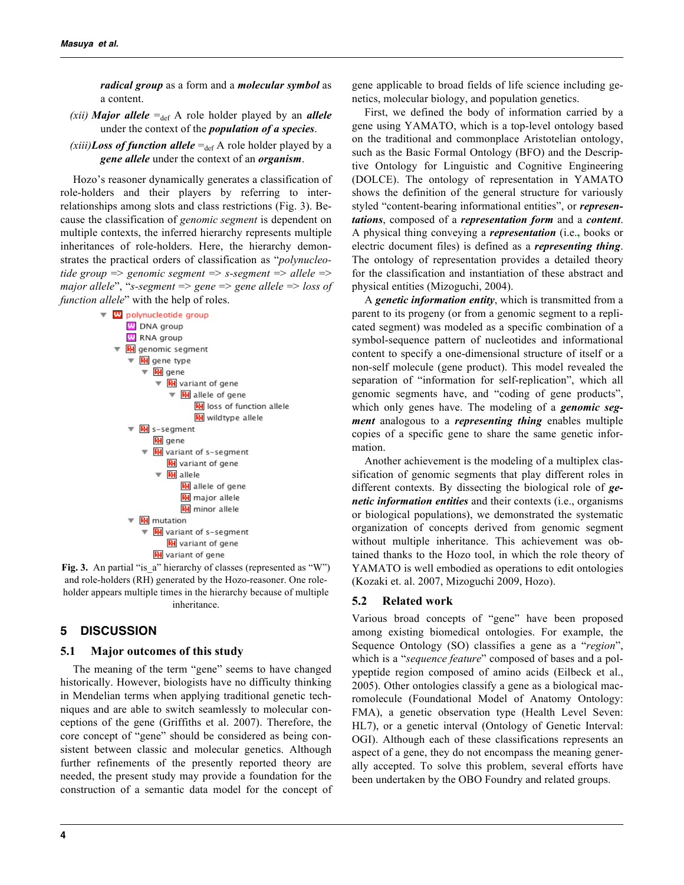*radical group* as a form and a ***molecular symbol*** as a content.

*(xii)* ***Major allele*** $=_{def}$ A role holder played by an ***allele*** under the context of the ***population of a species***.

*(xiii)****Loss of function allele*** $=_{def}$ A role holder played by a ***gene allele*** under the context of an ***organism***.

Hozo's reasoner dynamically generates a classification of role-holders and their players by referring to inter-relationships among slots and class restrictions (Fig. 3). Because the classification of *genomic segment* is dependent on multiple contexts, the inferred hierarchy represents multiple inheritances of role-holders. Here, the hierarchy demonstrates the practical orders of classification as "*polynucleotide group => genomic segment => s-segment => allele => major allele*", "*s-segment => gene => gene allele => loss of function allele*" with the help of roles.

```
▼ W polynucleotide group
    W DNA group
    W RNA group
  ▼ RH genomic segment
    ▼ RH gene type
      ▼ RH gene
        ▼ RH variant of gene
          ▼ RH allele of gene
              RH loss of function allele
              RH wildtype allele
    ▼ RH s-segment
        RH gene
      ▼ RH variant of s-segment
          RH variant of gene
        ▼ RH allele
            RH allele of gene
            RH major allele
            RH minor allele
    ▼ RH mutation
      ▼ RH variant of s-segment
          RH variant of gene
        RH variant of gene
```

**Fig. 3.** An partial "is_a" hierarchy of classes (represented as "W") and role-holders (RH) generated by the Hozo-reasoner. One role-holder appears multiple times in the hierarchy because of multiple inheritance.

## 5 DISCUSSION

### 5.1 Major outcomes of this study

The meaning of the term "gene" seems to have changed historically. However, biologists have no difficulty thinking in Mendelian terms when applying traditional genetic techniques and are able to switch seamlessly to molecular conceptions of the gene (Griffiths et al. 2007). Therefore, the core concept of "gene" should be considered as being consistent between classic and molecular genetics. Although further refinements of the presently reported theory are needed, the present study may provide a foundation for the construction of a semantic data model for the concept of gene applicable to broad fields of life science including genetics, molecular biology, and population genetics.

First, we defined the body of information carried by a gene using YAMATO, which is a top-level ontology based on the traditional and commonplace Aristotelian ontology, such as the Basic Formal Ontology (BFO) and the Descriptive Ontology for Linguistic and Cognitive Engineering (DOLCE). The ontology of representation in YAMATO shows the definition of the general structure for variously styled "content-bearing informational entities", or ***representations***, composed of a ***representation form*** and a ***content***. A physical thing conveying a ***representation*** (i.e., books or electric document files) is defined as a ***representing thing***. The ontology of representation provides a detailed theory for the classification and instantiation of these abstract and physical entities (Mizoguchi, 2004).

A ***genetic information entity***, which is transmitted from a parent to its progeny (or from a genomic segment to a replicated segment) was modeled as a specific combination of a symbol-sequence pattern of nucleotides and informational content to specify a one-dimensional structure of itself or a non-self molecule (gene product). This model revealed the separation of "information for self-replication", which all genomic segments have, and "coding of gene products", which only genes have. The modeling of a ***genomic segment*** analogous to a ***representing thing*** enables multiple copies of a specific gene to share the same genetic information.

Another achievement is the modeling of a multiplex classification of genomic segments that play different roles in different contexts. By dissecting the biological role of ***genetic information entities*** and their contexts (i.e., organisms or biological populations), we demonstrated the systematic organization of concepts derived from genomic segment without multiple inheritance. This achievement was obtained thanks to the Hozo tool, in which the role theory of YAMATO is well embodied as operations to edit ontologies (Kozaki et. al. 2007, Mizoguchi 2009, Hozo).

### 5.2 Related work

Various broad concepts of "gene" have been proposed among existing biomedical ontologies. For example, the Sequence Ontology (SO) classifies a gene as a "*region*", which is a "*sequence feature*" composed of bases and a polypeptide region composed of amino acids (Eilbeck et al., 2005). Other ontologies classify a gene as a biological macromolecule (Foundational Model of Anatomy Ontology: FMA), a genetic observation type (Health Level Seven: HL7), or a genetic interval (Ontology of Genetic Interval: OGI). Although each of these classifications represents an aspect of a gene, they do not encompass the meaning generally accepted. To solve this problem, several efforts have been undertaken by the OBO Foundry and related groups.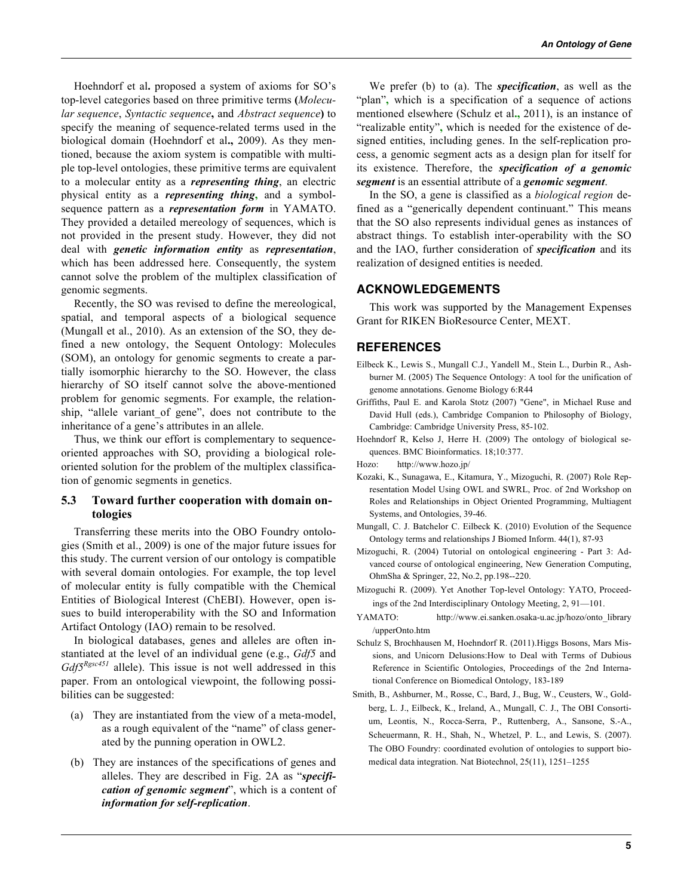Hoehndorf et al**.** proposed a system of axioms for SO's top-level categories based on three primitive terms **(***Molecular sequence*, *Syntactic sequence***,** and *Abstract sequence***)** to specify the meaning of sequence-related terms used in the biological domain (Hoehndorf et al**.,** 2009). As they mentioned, because the axiom system is compatible with multiple top-level ontologies, these primitive terms are equivalent to a molecular entity as a ***representing thing***, an electric physical entity as a ***representing thing*****,** and a symbol-sequence pattern as a ***representation form*** in YAMATO. They provided a detailed mereology of sequences, which is not provided in the present study. However, they did not deal with ***genetic information entity*** as ***representation***, which has been addressed here. Consequently, the system cannot solve the problem of the multiplex classification of genomic segments.

Recently, the SO was revised to define the mereological, spatial, and temporal aspects of a biological sequence (Mungall et al., 2010). As an extension of the SO, they defined a new ontology, the Sequent Ontology: Molecules (SOM), an ontology for genomic segments to create a partially isomorphic hierarchy to the SO. However, the class hierarchy of SO itself cannot solve the above-mentioned problem for genomic segments. For example, the relationship, "allele variant_of gene", does not contribute to the inheritance of a gene's attributes in an allele.

Thus, we think our effort is complementary to sequence-oriented approaches with SO, providing a biological role-oriented solution for the problem of the multiplex classification of genomic segments in genetics.

### 5.3 Toward further cooperation with domain ontologies

Transferring these merits into the OBO Foundry ontologies (Smith et al., 2009) is one of the major future issues for this study. The current version of our ontology is compatible with several domain ontologies. For example, the top level of molecular entity is fully compatible with the Chemical Entities of Biological Interest (ChEBI). However, open issues to build interoperability with the SO and Information Artifact Ontology (IAO) remain to be resolved.

In biological databases, genes and alleles are often instantiated at the level of an individual gene (e.g., *Gdf5* and *Gdf5*$^{Rgsc451}$ allele). This issue is not well addressed in this paper. From an ontological viewpoint, the following possibilities can be suggested:

(a) They are instantiated from the view of a meta-model, as a rough equivalent of the "name" of class generated by the punning operation in OWL2.

(b) They are instances of the specifications of genes and alleles. They are described in Fig. 2A as "***specification of genomic segment***", which is a content of ***information for self-replication***.

We prefer (b) to (a). The ***specification***, as well as the "plan"**,** which is a specification of a sequence of actions mentioned elsewhere (Schulz et al**.,** 2011), is an instance of "realizable entity"**,** which is needed for the existence of designed entities, including genes. In the self-replication process, a genomic segment acts as a design plan for itself for its existence. Therefore, the ***specification of a genomic segment*** is an essential attribute of a ***genomic segment***.

In the SO, a gene is classified as a *biological region* defined as a "generically dependent continuant." This means that the SO also represents individual genes as instances of abstract things. To establish inter-operability with the SO and the IAO, further consideration of ***specification*** and its realization of designed entities is needed.

## ACKNOWLEDGEMENTS

This work was supported by the Management Expenses Grant for RIKEN BioResource Center, MEXT.

## REFERENCES

Eilbeck K., Lewis S., Mungall C.J., Yandell M., Stein L., Durbin R., Ashburner M. (2005) The Sequence Ontology: A tool for the unification of genome annotations. Genome Biology 6:R44

Griffiths, Paul E. and Karola Stotz (2007) "Gene", in Michael Ruse and David Hull (eds.), Cambridge Companion to Philosophy of Biology, Cambridge: Cambridge University Press, 85-102.

Hoehndorf R, Kelso J, Herre H. (2009) The ontology of biological sequences. BMC Bioinformatics. 18;10:377.

Hozo: http://www.hozo.jp/

Kozaki, K., Sunagawa, E., Kitamura, Y., Mizoguchi, R. (2007) Role Representation Model Using OWL and SWRL, Proc. of 2nd Workshop on Roles and Relationships in Object Oriented Programming, Multiagent Systems, and Ontologies, 39-46.

Mungall, C. J. Batchelor C. Eilbeck K. (2010) Evolution of the Sequence Ontology terms and relationships J Biomed Inform. 44(1), 87-93

Mizoguchi, R. (2004) Tutorial on ontological engineering - Part 3: Advanced course of ontological engineering, New Generation Computing, OhmSha & Springer, 22, No.2, pp.198--220.

Mizoguchi R. (2009). Yet Another Top-level Ontology: YATO, Proceedings of the 2nd Interdisciplinary Ontology Meeting, 2, 91—101.

YAMATO: http://www.ei.sanken.osaka-u.ac.jp/hozo/onto_library/upperOnto.htm

Schulz S, Brochhausen M, Hoehndorf R. (2011).Higgs Bosons, Mars Missions, and Unicorn Delusions:How to Deal with Terms of Dubious Reference in Scientific Ontologies, Proceedings of the 2nd International Conference on Biomedical Ontology, 183-189

Smith, B., Ashburner, M., Rosse, C., Bard, J., Bug, W., Ceusters, W., Goldberg, L. J., Eilbeck, K., Ireland, A., Mungall, C. J., The OBI Consortium, Leontis, N., Rocca-Serra, P., Ruttenberg, A., Sansone, S.-A., Scheuermann, R. H., Shah, N., Whetzel, P. L., and Lewis, S. (2007). The OBO Foundry: coordinated evolution of ontologies to support biomedical data integration. Nat Biotechnol, 25(11), 1251–1255